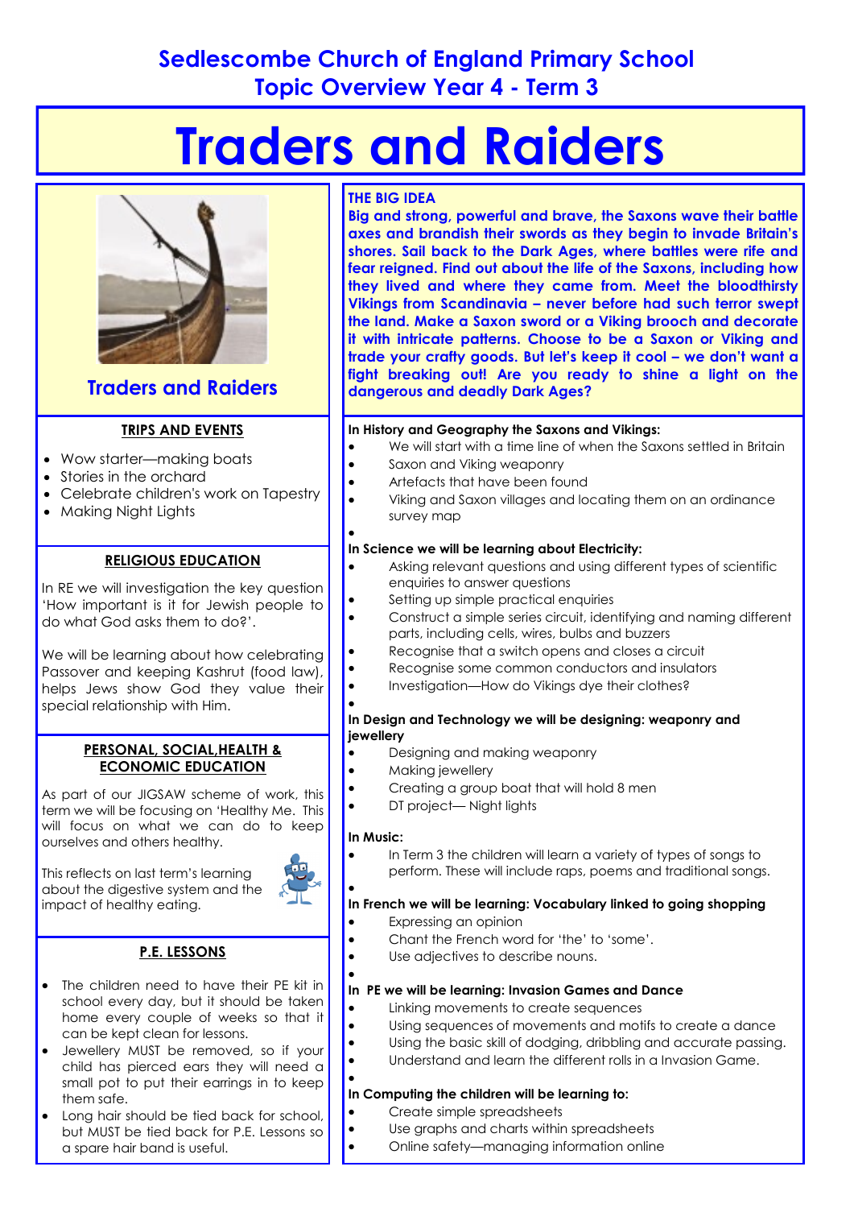# Sedlescombe Church of England Primary School
## Topic Overview Year 4 - Term 3

# Traders and Raiders

**Traders and Raiders**

### THE BIG IDEA

**Big and strong, powerful and brave, the Saxons wave their battle axes and brandish their swords as they begin to invade Britain's shores. Sail back to the Dark Ages, where battles were rife and fear reigned. Find out about the life of the Saxons, including how they lived and where they came from. Meet the bloodthirsty Vikings from Scandinavia – never before had such terror swept the land. Make a Saxon sword or a Viking brooch and decorate it with intricate patterns. Choose to be a Saxon or Viking and trade your crafty goods. But let's keep it cool – we don't want a fight breaking out! Are you ready to shine a light on the dangerous and deadly Dark Ages?**

### TRIPS AND EVENTS

- Wow starter—making boats
- Stories in the orchard
- Celebrate children's work on Tapestry
- Making Night Lights

### RELIGIOUS EDUCATION

In RE we will investigation the key question 'How important is it for Jewish people to do what God asks them to do?'.

We will be learning about how celebrating Passover and keeping Kashrut (food law), helps Jews show God they value their special relationship with Him.

### PERSONAL, SOCIAL,HEALTH & ECONOMIC EDUCATION

As part of our JIGSAW scheme of work, this term we will be focusing on 'Healthy Me. This will focus on what we can do to keep ourselves and others healthy.

This reflects on last term's learning about the digestive system and the impact of healthy eating.

### P.E. LESSONS

- The children need to have their PE kit in school every day, but it should be taken home every couple of weeks so that it can be kept clean for lessons.
- Jewellery MUST be removed, so if your child has pierced ears they will need a small pot to put their earrings in to keep them safe.
- Long hair should be tied back for school, but MUST be tied back for P.E. Lessons so a spare hair band is useful.

**In History and Geography the Saxons and Vikings:**

- We will start with a time line of when the Saxons settled in Britain
- Saxon and Viking weaponry
- Artefacts that have been found
- Viking and Saxon villages and locating them on an ordinance survey map

**In Science we will be learning about Electricity:**

- Asking relevant questions and using different types of scientific enquiries to answer questions
- Setting up simple practical enquiries
- Construct a simple series circuit, identifying and naming different parts, including cells, wires, bulbs and buzzers
- Recognise that a switch opens and closes a circuit
- Recognise some common conductors and insulators
- Investigation—How do Vikings dye their clothes?

**In Design and Technology we will be designing: weaponry and jewellery**

- Designing and making weaponry
- Making jewellery
- Creating a group boat that will hold 8 men
- DT project— Night lights

**In Music:**

- In Term 3 the children will learn a variety of types of songs to perform. These will include raps, poems and traditional songs.

**In French we will be learning: Vocabulary linked to going shopping**

- Expressing an opinion
- Chant the French word for 'the' to 'some'.
- Use adjectives to describe nouns.

**In PE we will be learning: Invasion Games and Dance**

- Linking movements to create sequences
- Using sequences of movements and motifs to create a dance
- Using the basic skill of dodging, dribbling and accurate passing.
- Understand and learn the different rolls in a Invasion Game.

**In Computing the children will be learning to:**

- Create simple spreadsheets
- Use graphs and charts within spreadsheets
- Online safety—managing information online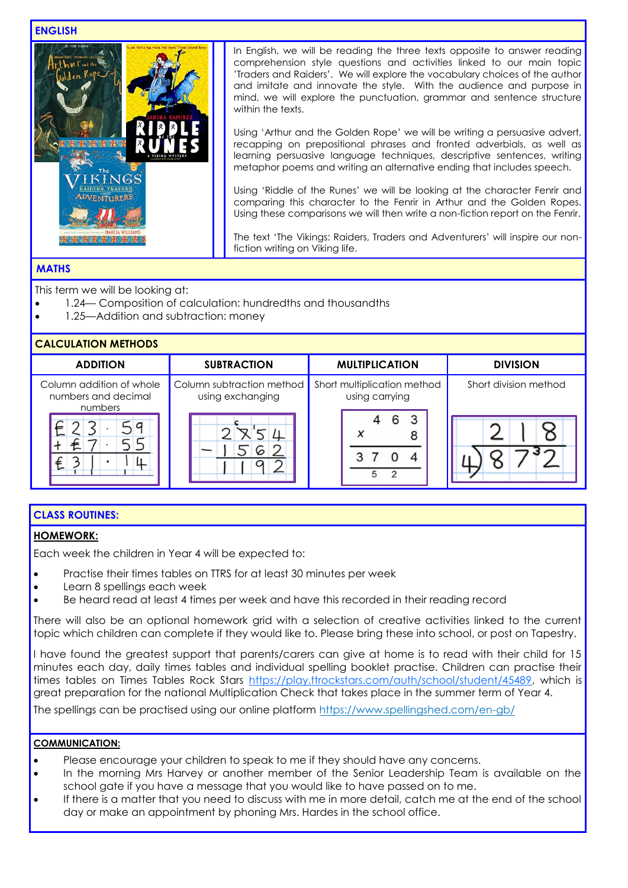## ENGLISH

In English, we will be reading the three texts opposite to answer reading comprehension style questions and activities linked to our main topic 'Traders and Raiders'. We will explore the vocabulary choices of the author and imitate and innovate the style. With the audience and purpose in mind, we will explore the punctuation, grammar and sentence structure within the texts.

Using 'Arthur and the Golden Rope' we will be writing a persuasive advert, recapping on prepositional phrases and fronted adverbials, as well as learning persuasive language techniques, descriptive sentences, writing metaphor poems and writing an alternative ending that includes speech.

Using 'Riddle of the Runes' we will be looking at the character Fenrir and comparing this character to the Fenrir in Arthur and the Golden Ropes. Using these comparisons we will then write a non-fiction report on the Fenrir.

The text 'The Vikings: Raiders, Traders and Adventurers' will inspire our non-fiction writing on Viking life.

## MATHS

This term we will be looking at:

- 1.24— Composition of calculation: hundredths and thousandths
- 1.25—Addition and subtraction: money

## CALCULATION METHODS

| ADDITION | SUBTRACTION | MULTIPLICATION | DIVISION |
|---|---|---|---|
| Column addition of whole numbers and decimal numbers | Column subtraction method using exchanging | Short multiplication method using carrying | Short division method |
| £23.59 + £7.55 = £31.14 | 2754 − 1562 = 1192 | 463 × 8 = 3704 | 872 ÷ 4 = 218 |

## CLASS ROUTINES:

### HOMEWORK:

Each week the children in Year 4 will be expected to:

- Practise their times tables on TTRS for at least 30 minutes per week
- Learn 8 spellings each week
- Be heard read at least 4 times per week and have this recorded in their reading record

There will also be an optional homework grid with a selection of creative activities linked to the current topic which children can complete if they would like to. Please bring these into school, or post on Tapestry.

I have found the greatest support that parents/carers can give at home is to read with their child for 15 minutes each day, daily times tables and individual spelling booklet practise. Children can practise their times tables on Times Tables Rock Stars https://play.ttrockstars.com/auth/school/student/45489, which is great preparation for the national Multiplication Check that takes place in the summer term of Year 4.

The spellings can be practised using our online platform https://www.spellingshed.com/en-gb/

### COMMUNICATION:

- Please encourage your children to speak to me if they should have any concerns.
- In the morning Mrs Harvey or another member of the Senior Leadership Team is available on the school gate if you have a message that you would like to have passed on to me.
- If there is a matter that you need to discuss with me in more detail, catch me at the end of the school day or make an appointment by phoning Mrs. Hardes in the school office.